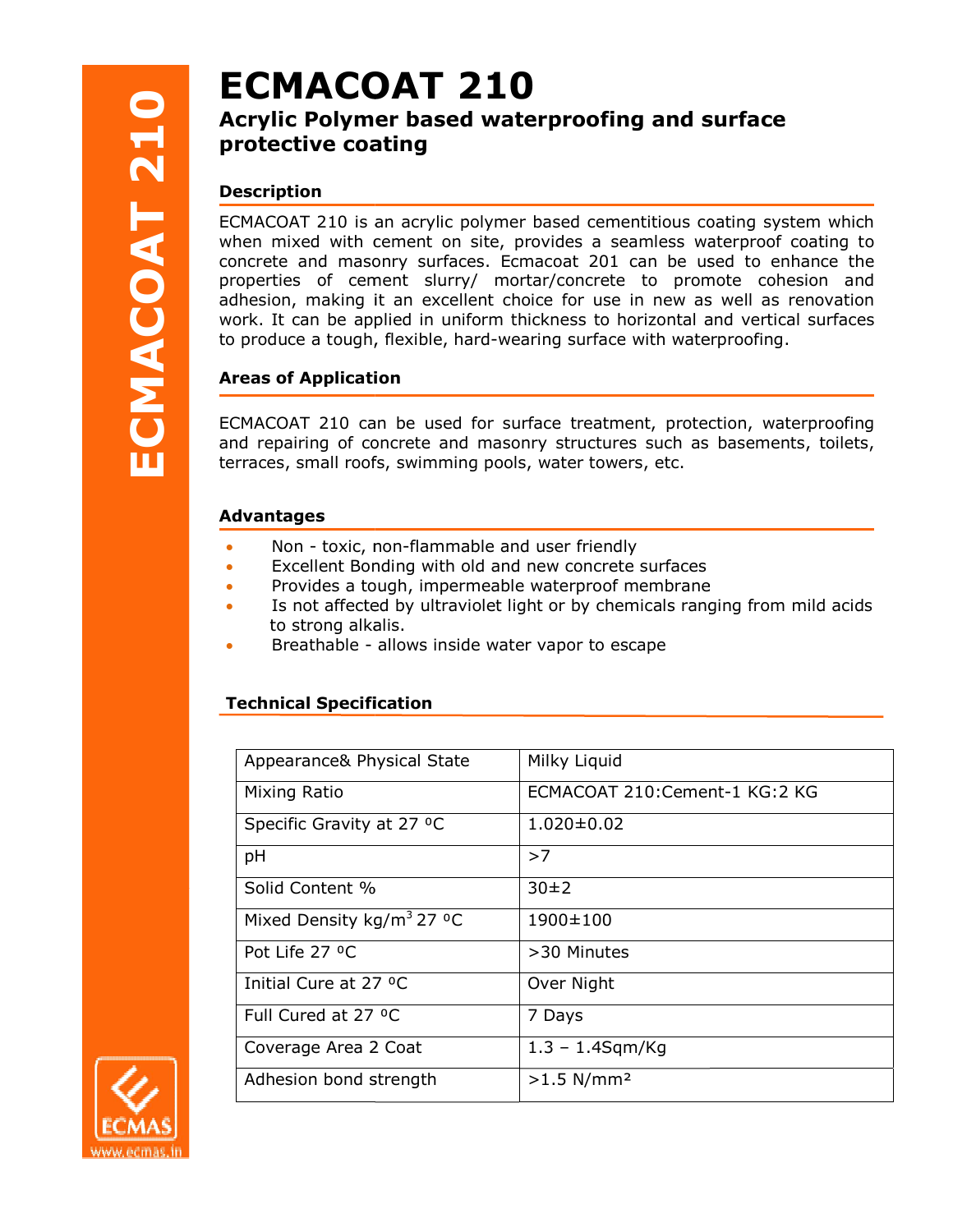# ECMACOAT 210

## Acrylic Polymer based waterproofing and surface protective coating

### Description

ECMACOAT 210 is an acrylic polymer based cementitious coating system which when mixed with cement on site, provides a seamless waterproof coating to concrete and masonry surfaces. Ecmacoat 201 can be used to enhance the properties of cement slurry/ mortar/concrete to promote cohesion and adhesion, making it an excellent choice for use in new as well as renovation work. It can be applied in uniform thickness to horizontal and vertical surfaces to produce a tough, flexible, hard-wearing surface with waterproofing.

### Areas of Application

ECMACOAT 210 can be used for surface treatment, protection, waterproofing and repairing of concrete and masonry structures such as basements, toilets, terraces, small roofs, swimming pools, water towers, etc.

### Advantages

- Non - toxic, non-flammable and user friendly
- Excellent Bonding with old and new concrete surfaces
- Provides a tough, impermeable waterproof membrane
- Is not affected by ultraviolet light or by chemicals ranging from mild acids to strong alkalis.
- Breathable - allows inside water vapor to escape

### Technical Specification

| Property | Value |
|---|---|
| Appearance& Physical State | Milky Liquid |
| Mixing Ratio | ECMACOAT 210:Cement-1 KG:2 KG |
| Specific Gravity at 27 ºC | 1.020±0.02 |
| pH | >7 |
| Solid Content % | 30±2 |
| Mixed Density kg/m³ 27 ºC | 1900±100 |
| Pot Life 27 ºC | >30 Minutes |
| Initial Cure at 27 ºC | Over Night |
| Full Cured at 27 ºC | 7 Days |
| Coverage Area 2 Coat | 1.3 – 1.4Sqm/Kg |
| Adhesion bond strength | >1.5 N/mm² |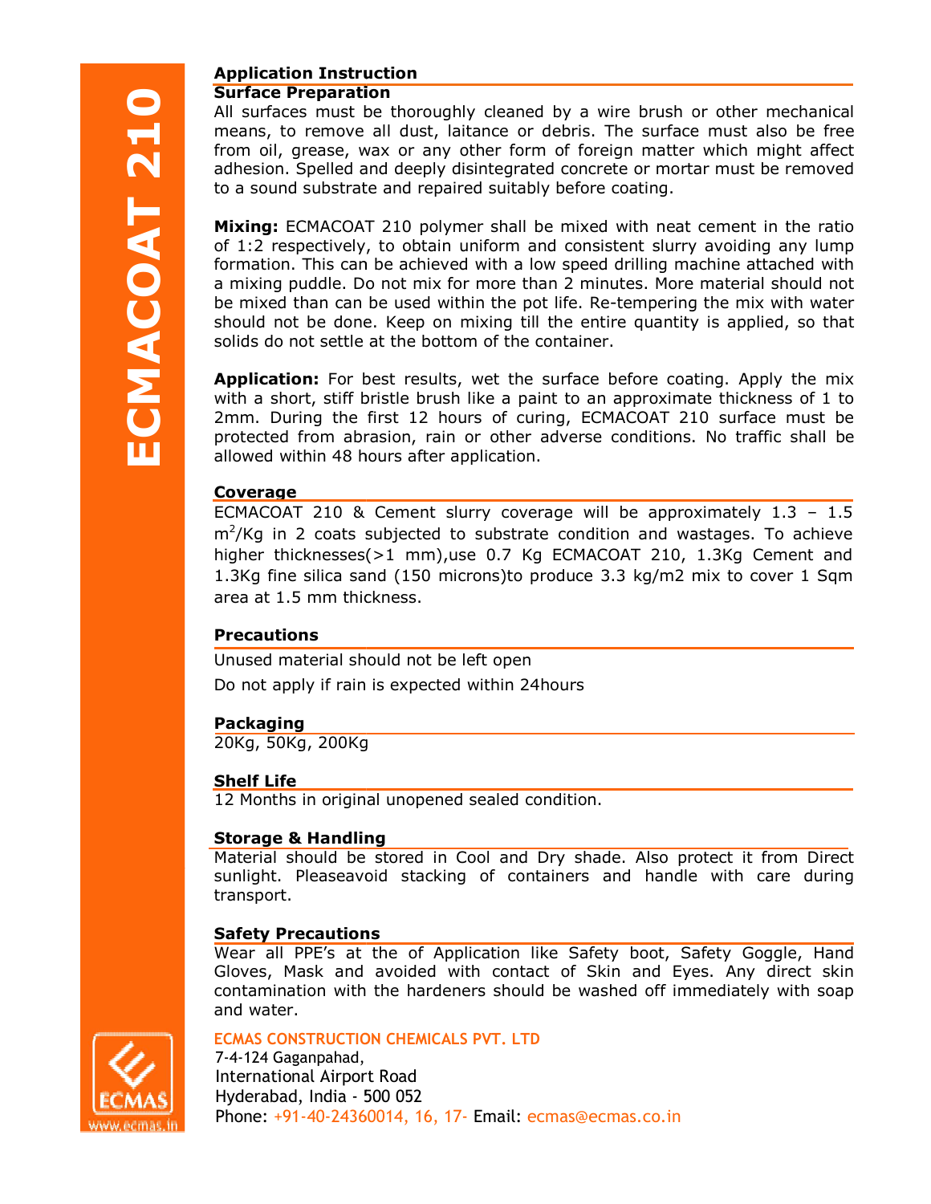## Application Instruction

### Surface Preparation

All surfaces must be thoroughly cleaned by a wire brush or other mechanical means, to remove all dust, laitance or debris. The surface must also be free from oil, grease, wax or any other form of foreign matter which might affect adhesion. Spelled and deeply disintegrated concrete or mortar must be removed to a sound substrate and repaired suitably before coating.

**Mixing:** ECMACOAT 210 polymer shall be mixed with neat cement in the ratio of 1:2 respectively, to obtain uniform and consistent slurry avoiding any lump formation. This can be achieved with a low speed drilling machine attached with a mixing puddle. Do not mix for more than 2 minutes. More material should not be mixed than can be used within the pot life. Re-tempering the mix with water should not be done. Keep on mixing till the entire quantity is applied, so that solids do not settle at the bottom of the container.

**Application:** For best results, wet the surface before coating. Apply the mix with a short, stiff bristle brush like a paint to an approximate thickness of 1 to 2mm. During the first 12 hours of curing, ECMACOAT 210 surface must be protected from abrasion, rain or other adverse conditions. No traffic shall be allowed within 48 hours after application.

## Coverage

ECMACOAT 210 & Cement slurry coverage will be approximately 1.3 – 1.5 $m^2$/Kg in 2 coats subjected to substrate condition and wastages. To achieve higher thicknesses(>1 mm),use 0.7 Kg ECMACOAT 210, 1.3Kg Cement and 1.3Kg fine silica sand (150 microns)to produce 3.3 kg/m2 mix to cover 1 Sqm area at 1.5 mm thickness.

## Precautions

Unused material should not be left open

Do not apply if rain is expected within 24hours

## Packaging

20Kg, 50Kg, 200Kg

## Shelf Life

12 Months in original unopened sealed condition.

## Storage & Handling

Material should be stored in Cool and Dry shade. Also protect it from Direct sunlight. Pleaseavoid stacking of containers and handle with care during transport.

## Safety Precautions

Wear all PPE's at the of Application like Safety boot, Safety Goggle, Hand Gloves, Mask and avoided with contact of Skin and Eyes. Any direct skin contamination with the hardeners should be washed off immediately with soap and water.

**ECMAS CONSTRUCTION CHEMICALS PVT. LTD**
7-4-124 Gaganpahad,
International Airport Road
Hyderabad, India - 500 052
Phone: +91-40-24360014, 16, 17- Email: ecmas@ecmas.co.in